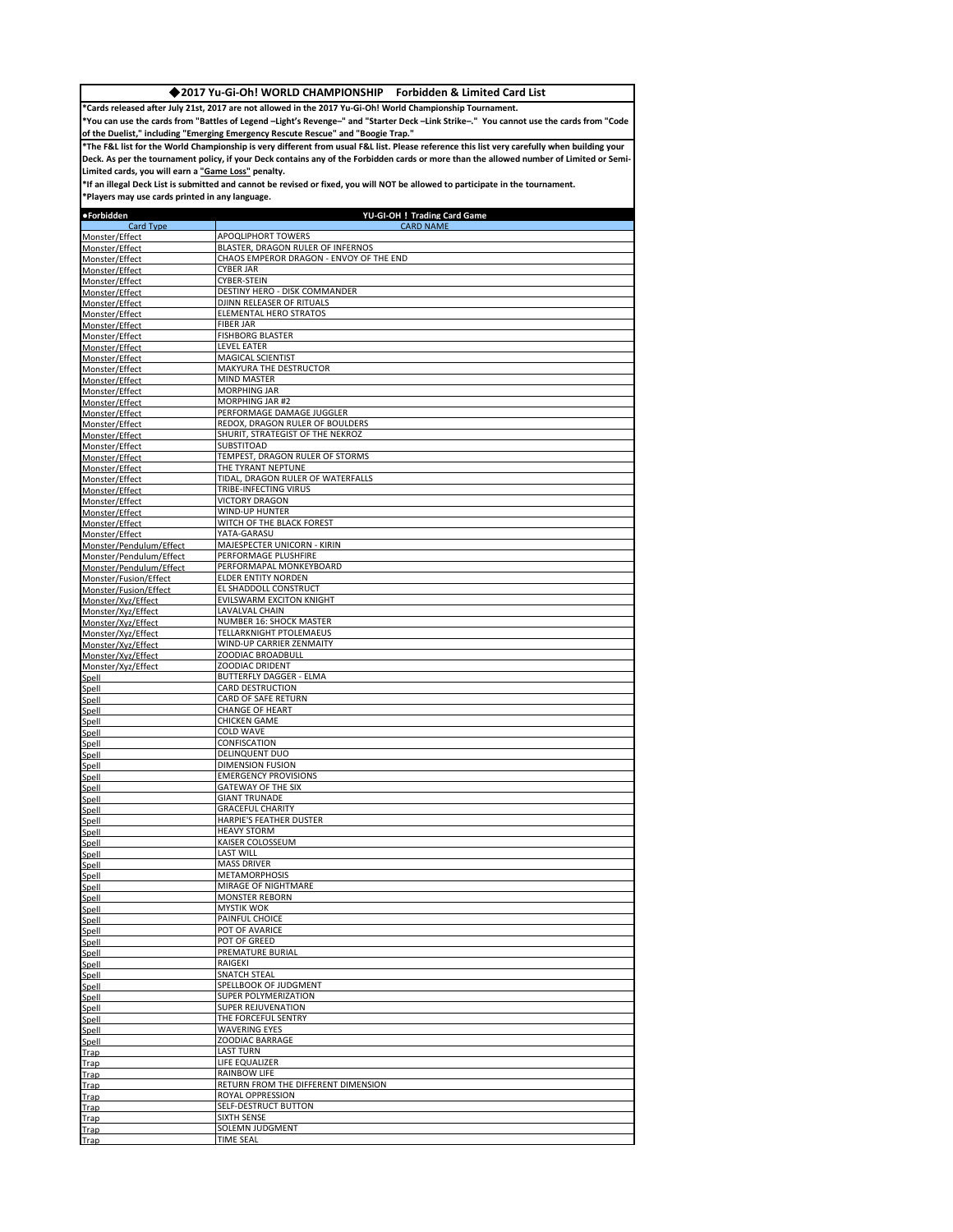## ◆2017 Yu-Gi-Oh! WORLD CHAMPIONSHIP　Forbidden & Limited Card List

**\*Cards released after July 21st, 2017 are not allowed in the 2017 Yu-Gi-Oh! World Championship Tournament.**

**\*You can use the cards from "Battles of Legend –Light's Revenge–" and "Starter Deck –Link Strike–." You cannot use the cards from "Code of the Duelist," including "Emerging Emergency Rescute Rescue" and "Boogie Trap."**

**\*The F&L list for the World Championship is very different from usual F&L list. Please reference this list very carefully when building your Deck. As per the tournament policy, if your Deck contains any of the Forbidden cards or more than the allowed number of Limited or Semi-Limited cards, you will earn a "Game Loss" penalty.**

**\*If an illegal Deck List is submitted and cannot be revised or fixed, you will NOT be allowed to participate in the tournament.**

**\*Players may use cards printed in any language.**

| ●Forbidden | YU-GI-OH ! Trading Card Game |
|---|---|
| Card Type | CARD NAME |
| Monster/Effect | APOQLIPHORT TOWERS |
| Monster/Effect | BLASTER, DRAGON RULER OF INFERNOS |
| Monster/Effect | CHAOS EMPEROR DRAGON - ENVOY OF THE END |
| Monster/Effect | CYBER JAR |
| Monster/Effect | CYBER-STEIN |
| Monster/Effect | DESTINY HERO - DISK COMMANDER |
| Monster/Effect | DJINN RELEASER OF RITUALS |
| Monster/Effect | ELEMENTAL HERO STRATOS |
| Monster/Effect | FIBER JAR |
| Monster/Effect | FISHBORG BLASTER |
| Monster/Effect | LEVEL EATER |
| Monster/Effect | MAGICAL SCIENTIST |
| Monster/Effect | MAKYURA THE DESTRUCTOR |
| Monster/Effect | MIND MASTER |
| Monster/Effect | MORPHING JAR |
| Monster/Effect | MORPHING JAR #2 |
| Monster/Effect | PERFORMAGE DAMAGE JUGGLER |
| Monster/Effect | REDOX, DRAGON RULER OF BOULDERS |
| Monster/Effect | SHURIT, STRATEGIST OF THE NEKROZ |
| Monster/Effect | SUBSTITOAD |
| Monster/Effect | TEMPEST, DRAGON RULER OF STORMS |
| Monster/Effect | THE TYRANT NEPTUNE |
| Monster/Effect | TIDAL, DRAGON RULER OF WATERFALLS |
| Monster/Effect | TRIBE-INFECTING VIRUS |
| Monster/Effect | VICTORY DRAGON |
| Monster/Effect | WIND-UP HUNTER |
| Monster/Effect | WITCH OF THE BLACK FOREST |
| Monster/Effect | YATA-GARASU |
| Monster/Pendulum/Effect | MAJESPECTER UNICORN - KIRIN |
| Monster/Pendulum/Effect | PERFORMAGE PLUSHFIRE |
| Monster/Pendulum/Effect | PERFORMAPAL MONKEYBOARD |
| Monster/Fusion/Effect | ELDER ENTITY NORDEN |
| Monster/Fusion/Effect | EL SHADDOLL CONSTRUCT |
| Monster/Xyz/Effect | EVILSWARM EXCITON KNIGHT |
| Monster/Xyz/Effect | LAVALVAL CHAIN |
| Monster/Xyz/Effect | NUMBER 16: SHOCK MASTER |
| Monster/Xyz/Effect | TELLARKNIGHT PTOLEMAEUS |
| Monster/Xyz/Effect | WIND-UP CARRIER ZENMAITY |
| Monster/Xyz/Effect | ZOODIAC BROADBULL |
| Monster/Xyz/Effect | ZOODIAC DRIDENT |
| Spell | BUTTERFLY DAGGER - ELMA |
| Spell | CARD DESTRUCTION |
| Spell | CARD OF SAFE RETURN |
| Spell | CHANGE OF HEART |
| Spell | CHICKEN GAME |
| Spell | COLD WAVE |
| Spell | CONFISCATION |
| Spell | DELINQUENT DUO |
| Spell | DIMENSION FUSION |
| Spell | EMERGENCY PROVISIONS |
| Spell | GATEWAY OF THE SIX |
| Spell | GIANT TRUNADE |
| Spell | GRACEFUL CHARITY |
| Spell | HARPIE'S FEATHER DUSTER |
| Spell | HEAVY STORM |
| Spell | KAISER COLOSSEUM |
| Spell | LAST WILL |
| Spell | MASS DRIVER |
| Spell | METAMORPHOSIS |
| Spell | MIRAGE OF NIGHTMARE |
| Spell | MONSTER REBORN |
| Spell | MYSTIK WOK |
| Spell | PAINFUL CHOICE |
| Spell | POT OF AVARICE |
| Spell | POT OF GREED |
| Spell | PREMATURE BURIAL |
| Spell | RAIGEKI |
| Spell | SNATCH STEAL |
| Spell | SPELLBOOK OF JUDGMENT |
| Spell | SUPER POLYMERIZATION |
| Spell | SUPER REJUVENATION |
| Spell | THE FORCEFUL SENTRY |
| Spell | WAVERING EYES |
| Spell | ZOODIAC BARRAGE |
| Trap | LAST TURN |
| Trap | LIFE EQUALIZER |
| Trap | RAINBOW LIFE |
| Trap | RETURN FROM THE DIFFERENT DIMENSION |
| Trap | ROYAL OPPRESSION |
| Trap | SELF-DESTRUCT BUTTON |
| Trap | SIXTH SENSE |
| Trap | SOLEMN JUDGMENT |
| Trap | TIME SEAL |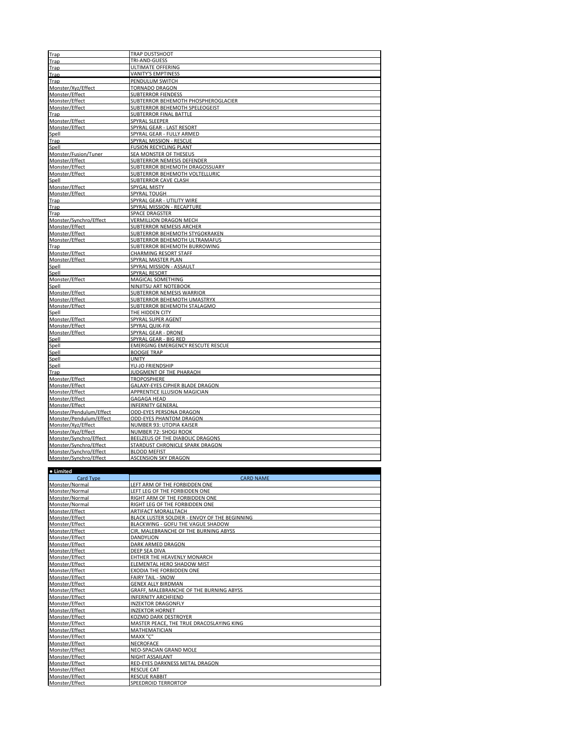| | |
|---|---|
| Trap | TRAP DUSTSHOOT |
| Trap | TRI-AND-GUESS |
| Trap | ULTIMATE OFFERING |
| Trap | VANITY'S EMPTINESS |
| Trap | PENDULUM SWITCH |
| Monster/Xyz/Effect | TORNADO DRAGON |
| Monster/Effect | SUBTERROR FIENDESS |
| Monster/Effect | SUBTERROR BEHEMOTH PHOSPHEROGLACIER |
| Monster/Effect | SUBTERROR BEHEMOTH SPELEOGEIST |
| Trap | SUBTERROR FINAL BATTLE |
| Monster/Effect | SPYRAL SLEEPER |
| Monster/Effect | SPYRAL GEAR - LAST RESORT |
| Spell | SPYRAL GEAR - FULLY ARMED |
| Trap | SPYRAL MISSION - RESCUE |
| Spell | FUSION RECYCLING PLANT |
| Monster/Fusion/Tuner | SEA MONSTER OF THESEUS |
| Monster/Effect | SUBTERROR NEMESIS DEFENDER |
| Monster/Effect | SUBTERROR BEHEMOTH DRAGOSSUARY |
| Monster/Effect | SUBTERROR BEHEMOTH VOLTELLURIC |
| Spell | SUBTERROR CAVE CLASH |
| Monster/Effect | SPYGAL MISTY |
| Monster/Effect | SPYRAL TOUGH |
| Trap | SPYRAL GEAR - UTILITY WIRE |
| Trap | SPYRAL MISSION - RECAPTURE |
| Trap | SPACE DRAGSTER |
| Monster/Synchro/Effect | VERMILLION DRAGON MECH |
| Monster/Effect | SUBTERROR NEMESIS ARCHER |
| Monster/Effect | SUBTERROR BEHEMOTH STYGOKRAKEN |
| Monster/Effect | SUBTERROR BEHEMOTH ULTRAMAFUS |
| Trap | SUBTERROR BEHEMOTH BURROWING |
| Monster/Effect | CHARMING RESORT STAFF |
| Monster/Effect | SPYRAL MASTER PLAN |
| Spell | SPYRAL MISSION - ASSAULT |
| Spell | SPYRAL RESORT |
| Monster/Effect | MAGICAL SOMETHING |
| Spell | NINJITSU ART NOTEBOOK |
| Monster/Effect | SUBTERROR NEMESIS WARRIOR |
| Monster/Effect | SUBTERROR BEHEMOTH UMASTRYX |
| Monster/Effect | SUBTERROR BEHEMOTH STALAGMO |
| Spell | THE HIDDEN CITY |
| Monster/Effect | SPYRAL SUPER AGENT |
| Monster/Effect | SPYRAL QUIK-FIX |
| Monster/Effect | SPYRAL GEAR - DRONE |
| Spell | SPYRAL GEAR - BIG RED |
| Spell | EMERGING EMERGENCY RESCUTE RESCUE |
| Spell | BOOGIE TRAP |
| Spell | UNITY |
| Spell | YU-JO FRIENDSHIP |
| Trap | JUDGMENT OF THE PHARAOH |
| Monster/Effect | TROPOSPHERE |
| Monster/Effect | GALAXY-EYES CIPHER BLADE DRAGON |
| Monster/Effect | APPRENTICE ILLUSION MAGICIAN |
| Monster/Effect | GAGAGA HEAD |
| Monster/Effect | INFERNITY GENERAL |
| Monster/Pendulum/Effect | ODD-EYES PERSONA DRAGON |
| Monster/Pendulum/Effect | ODD-EYES PHANTOM DRAGON |
| Monster/Xyz/Effect | NUMBER 93: UTOPIA KAISER |
| Monster/Xyz/Effect | NUMBER 72: SHOGI ROOK |
| Monster/Synchro/Effect | BEELZEUS OF THE DIABOLIC DRAGONS |
| Monster/Synchro/Effect | STARDUST CHRONICLE SPARK DRAGON |
| Monster/Synchro/Effect | BLOOD MEFIST |
| Monster/Synchro/Effect | ASCENSION SKY DRAGON |

**• Limited**

| Card Type | CARD NAME |
|---|---|
| Monster/Normal | LEFT ARM OF THE FORBIDDEN ONE |
| Monster/Normal | LEFT LEG OF THE FORBIDDEN ONE |
| Monster/Normal | RIGHT ARM OF THE FORBIDDEN ONE |
| Monster/Normal | RIGHT LEG OF THE FORBIDDEN ONE |
| Monster/Effect | ARTIFACT MORALLTACH |
| Monster/Effect | BLACK LUSTER SOLDIER - ENVOY OF THE BEGINNING |
| Monster/Effect | BLACKWING - GOFU THE VAGUE SHADOW |
| Monster/Effect | CIR, MALEBRANCHE OF THE BURNING ABYSS |
| Monster/Effect | DANDYLION |
| Monster/Effect | DARK ARMED DRAGON |
| Monster/Effect | DEEP SEA DIVA |
| Monster/Effect | EHTHER THE HEAVENLY MONARCH |
| Monster/Effect | ELEMENTAL HERO SHADOW MIST |
| Monster/Effect | EXODIA THE FORBIDDEN ONE |
| Monster/Effect | FAIRY TAIL - SNOW |
| Monster/Effect | GENEX ALLY BIRDMAN |
| Monster/Effect | GRAFF, MALEBRANCHE OF THE BURNING ABYSS |
| Monster/Effect | INFERNITY ARCHFIEND |
| Monster/Effect | INZEKTOR DRAGONFLY |
| Monster/Effect | INZEKTOR HORNET |
| Monster/Effect | KOZMO DARK DESTROYER |
| Monster/Effect | MASTER PEACE, THE TRUE DRACOSLAYING KING |
| Monster/Effect | MATHEMATICIAN |
| Monster/Effect | MAXX "C" |
| Monster/Effect | NECROFACE |
| Monster/Effect | NEO-SPACIAN GRAND MOLE |
| Monster/Effect | NIGHT ASSAILANT |
| Monster/Effect | RED-EYES DARKNESS METAL DRAGON |
| Monster/Effect | RESCUE CAT |
| Monster/Effect | RESCUE RABBIT |
| Monster/Effect | SPEEDROID TERRORTOP |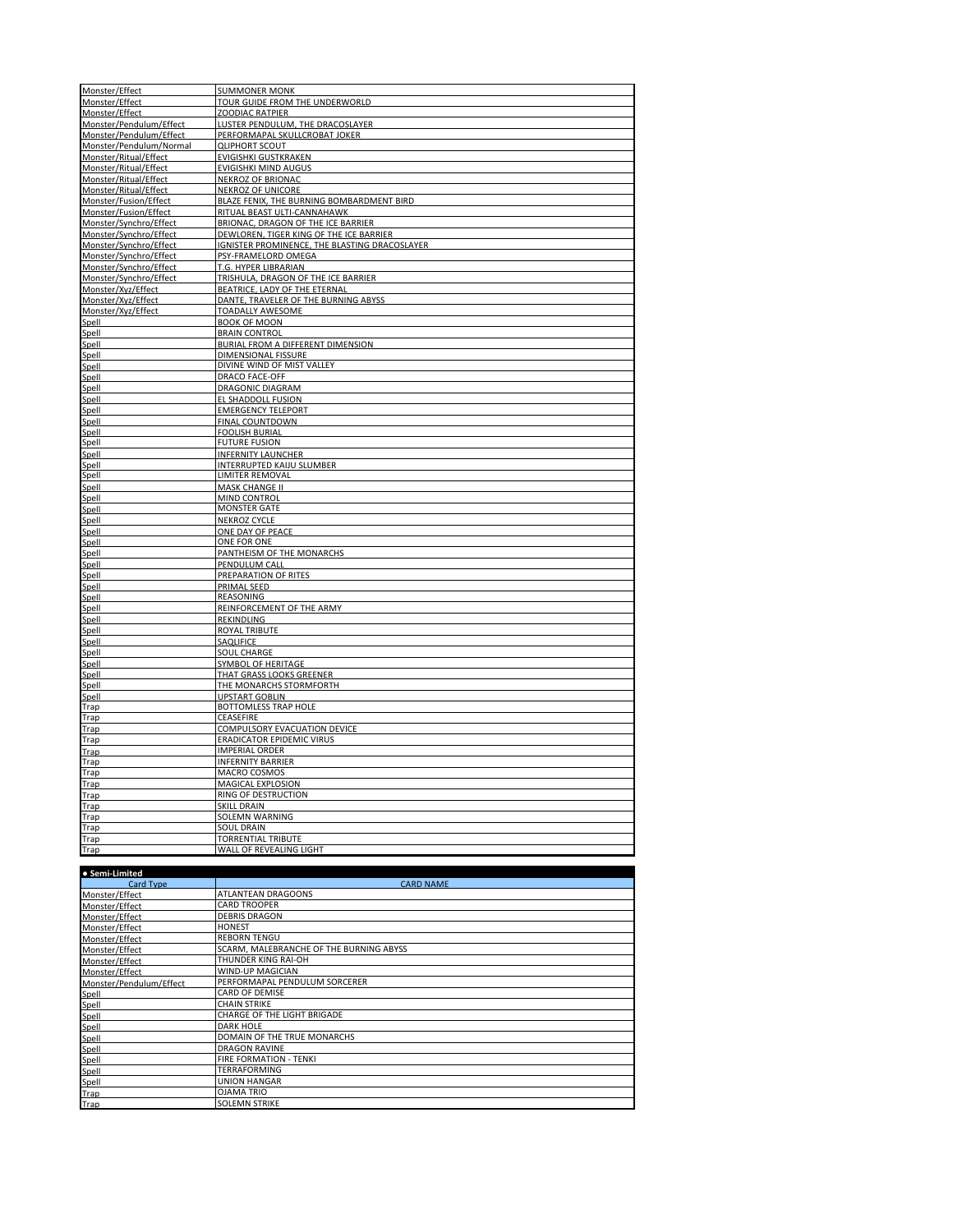| | |
|---|---|
| Monster/Effect | SUMMONER MONK |
| Monster/Effect | TOUR GUIDE FROM THE UNDERWORLD |
| Monster/Effect | ZOODIAC RATPIER |
| Monster/Pendulum/Effect | LUSTER PENDULUM, THE DRACOSLAYER |
| Monster/Pendulum/Effect | PERFORMAPAL SKULLCROBAT JOKER |
| Monster/Pendulum/Normal | QLIPHORT SCOUT |
| Monster/Ritual/Effect | EVIGISHKI GUSTKRAKEN |
| Monster/Ritual/Effect | EVIGISHKI MIND AUGUS |
| Monster/Ritual/Effect | NEKROZ OF BRIONAC |
| Monster/Ritual/Effect | NEKROZ OF UNICORE |
| Monster/Fusion/Effect | BLAZE FENIX, THE BURNING BOMBARDMENT BIRD |
| Monster/Fusion/Effect | RITUAL BEAST ULTI-CANNAHAWK |
| Monster/Synchro/Effect | BRIONAC, DRAGON OF THE ICE BARRIER |
| Monster/Synchro/Effect | DEWLOREN, TIGER KING OF THE ICE BARRIER |
| Monster/Synchro/Effect | IGNISTER PROMINENCE, THE BLASTING DRACOSLAYER |
| Monster/Synchro/Effect | PSY-FRAMELORD OMEGA |
| Monster/Synchro/Effect | T.G. HYPER LIBRARIAN |
| Monster/Synchro/Effect | TRISHULA, DRAGON OF THE ICE BARRIER |
| Monster/Xyz/Effect | BEATRICE, LADY OF THE ETERNAL |
| Monster/Xyz/Effect | DANTE, TRAVELER OF THE BURNING ABYSS |
| Monster/Xyz/Effect | TOADALLY AWESOME |
| Spell | BOOK OF MOON |
| Spell | BRAIN CONTROL |
| Spell | BURIAL FROM A DIFFERENT DIMENSION |
| Spell | DIMENSIONAL FISSURE |
| Spell | DIVINE WIND OF MIST VALLEY |
| Spell | DRACO FACE-OFF |
| Spell | DRAGONIC DIAGRAM |
| Spell | EL SHADDOLL FUSION |
| Spell | EMERGENCY TELEPORT |
| Spell | FINAL COUNTDOWN |
| Spell | FOOLISH BURIAL |
| Spell | FUTURE FUSION |
| Spell | INFERNITY LAUNCHER |
| Spell | INTERRUPTED KAIJU SLUMBER |
| Spell | LIMITER REMOVAL |
| Spell | MASK CHANGE II |
| Spell | MIND CONTROL |
| Spell | MONSTER GATE |
| Spell | NEKROZ CYCLE |
| Spell | ONE DAY OF PEACE |
| Spell | ONE FOR ONE |
| Spell | PANTHEISM OF THE MONARCHS |
| Spell | PENDULUM CALL |
| Spell | PREPARATION OF RITES |
| Spell | PRIMAL SEED |
| Spell | REASONING |
| Spell | REINFORCEMENT OF THE ARMY |
| Spell | REKINDLING |
| Spell | ROYAL TRIBUTE |
| Spell | SAQLIFICE |
| Spell | SOUL CHARGE |
| Spell | SYMBOL OF HERITAGE |
| Spell | THAT GRASS LOOKS GREENER |
| Spell | THE MONARCHS STORMFORTH |
| Spell | UPSTART GOBLIN |
| Trap | BOTTOMLESS TRAP HOLE |
| Trap | CEASEFIRE |
| Trap | COMPULSORY EVACUATION DEVICE |
| Trap | ERADICATOR EPIDEMIC VIRUS |
| Trap | IMPERIAL ORDER |
| Trap | INFERNITY BARRIER |
| Trap | MACRO COSMOS |
| Trap | MAGICAL EXPLOSION |
| Trap | RING OF DESTRUCTION |
| Trap | SKILL DRAIN |
| Trap | SOLEMN WARNING |
| Trap | SOUL DRAIN |
| Trap | TORRENTIAL TRIBUTE |
| Trap | WALL OF REVEALING LIGHT |

**● Semi-Limited**

| Card Type | CARD NAME |
|---|---|
| Monster/Effect | ATLANTEAN DRAGOONS |
| Monster/Effect | CARD TROOPER |
| Monster/Effect | DEBRIS DRAGON |
| Monster/Effect | HONEST |
| Monster/Effect | REBORN TENGU |
| Monster/Effect | SCARM, MALEBRANCHE OF THE BURNING ABYSS |
| Monster/Effect | THUNDER KING RAI-OH |
| Monster/Effect | WIND-UP MAGICIAN |
| Monster/Pendulum/Effect | PERFORMAPAL PENDULUM SORCERER |
| Spell | CARD OF DEMISE |
| Spell | CHAIN STRIKE |
| Spell | CHARGE OF THE LIGHT BRIGADE |
| Spell | DARK HOLE |
| Spell | DOMAIN OF THE TRUE MONARCHS |
| Spell | DRAGON RAVINE |
| Spell | FIRE FORMATION - TENKI |
| Spell | TERRAFORMING |
| Spell | UNION HANGAR |
| Trap | OJAMA TRIO |
| Trap | SOLEMN STRIKE |